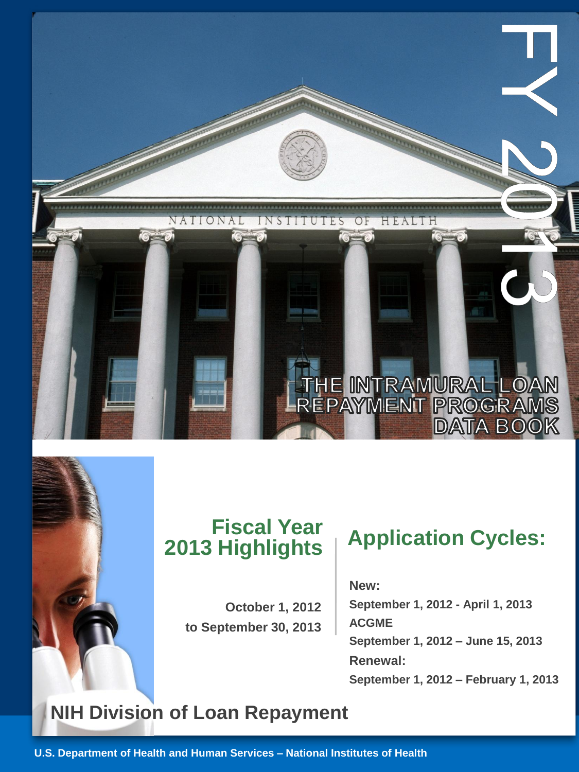# FY 2013

# THE INTRAMURAL LOAN REPAYMENT PROGRAMS DATA BOOK

## Fiscal Year 2013 Highlights

**October 1, 2012 to September 30, 2013**

## Application Cycles:

**New:**
**September 1, 2012 - April 1, 2013**

**ACGME**
**September 1, 2012 – June 15, 2013**

**Renewal:**
**September 1, 2012 – February 1, 2013**

## NIH Division of Loan Repayment

**U.S. Department of Health and Human Services – National Institutes of Health**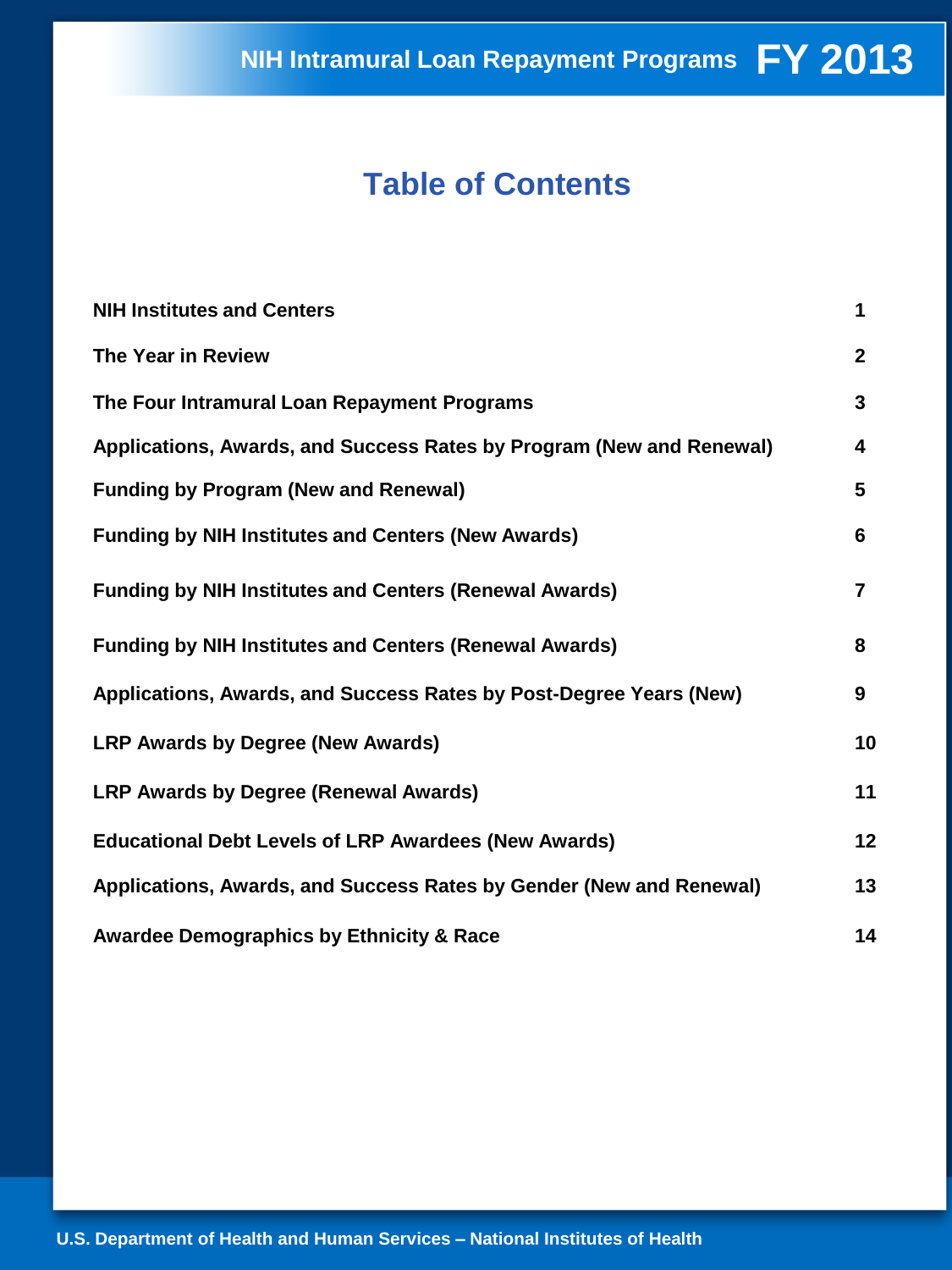# Table of Contents

| | |
|---|---|
| **NIH Institutes and Centers** | **1** |
| **The Year in Review** | **2** |
| **The Four Intramural Loan Repayment Programs** | **3** |
| **Applications, Awards, and Success Rates by Program (New and Renewal)** | **4** |
| **Funding by Program (New and Renewal)** | **5** |
| **Funding by NIH Institutes and Centers (New Awards)** | **6** |
| **Funding by NIH Institutes and Centers (Renewal Awards)** | **7** |
| **Funding by NIH Institutes and Centers (Renewal Awards)** | **8** |
| **Applications, Awards, and Success Rates by Post-Degree Years (New)** | **9** |
| **LRP Awards by Degree (New Awards)** | **10** |
| **LRP Awards by Degree (Renewal Awards)** | **11** |
| **Educational Debt Levels of LRP Awardees (New Awards)** | **12** |
| **Applications, Awards, and Success Rates by Gender (New and Renewal)** | **13** |
| **Awardee Demographics by Ethnicity & Race** | **14** |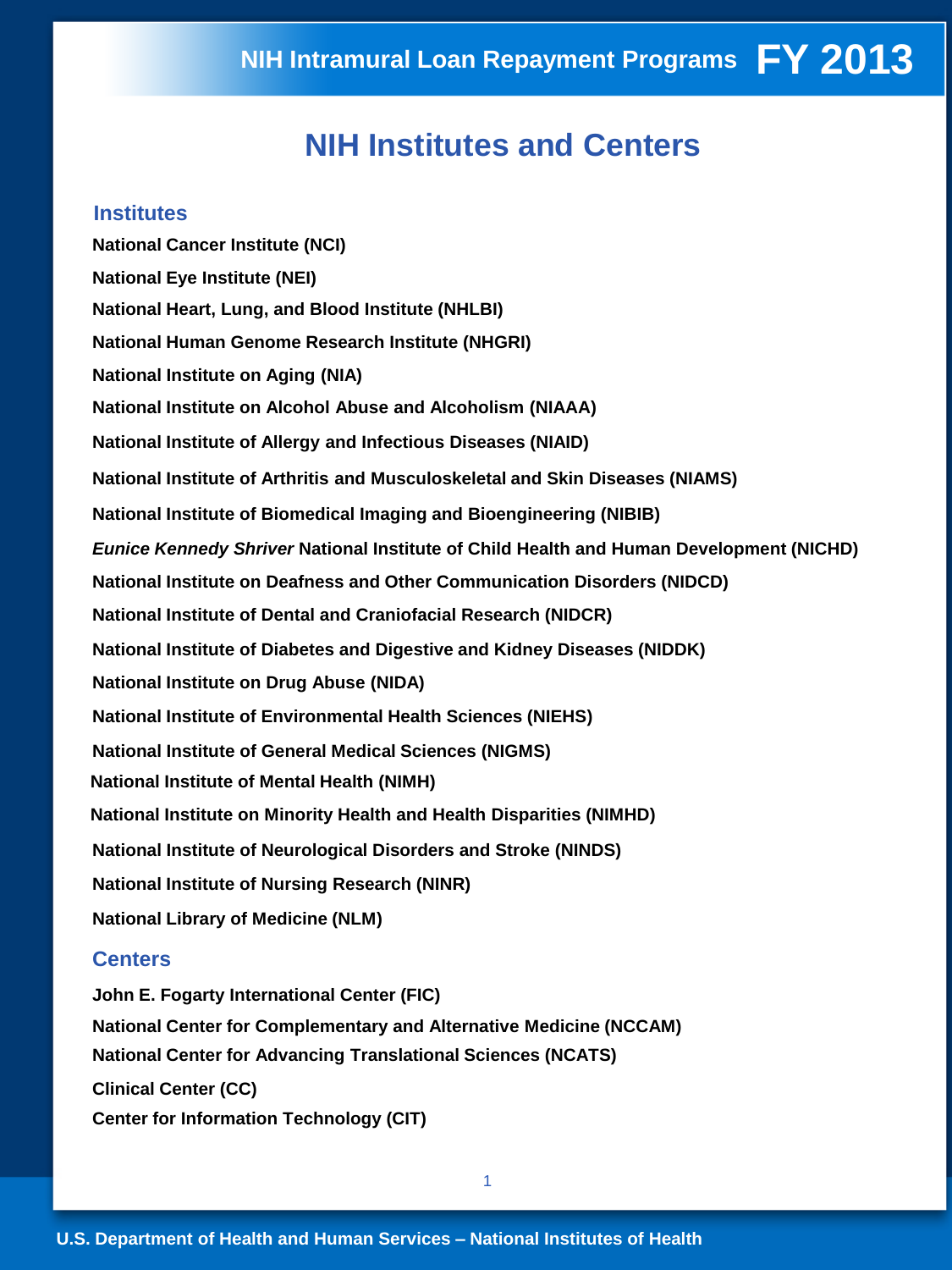# NIH Institutes and Centers

## Institutes

**National Cancer Institute (NCI)**

**National Eye Institute (NEI)**

**National Heart, Lung, and Blood Institute (NHLBI)**

**National Human Genome Research Institute (NHGRI)**

**National Institute on Aging (NIA)**

**National Institute on Alcohol Abuse and Alcoholism (NIAAA)**

**National Institute of Allergy and Infectious Diseases (NIAID)**

**National Institute of Arthritis and Musculoskeletal and Skin Diseases (NIAMS)**

**National Institute of Biomedical Imaging and Bioengineering (NIBIB)**

***Eunice Kennedy Shriver* National Institute of Child Health and Human Development (NICHD)**

**National Institute on Deafness and Other Communication Disorders (NIDCD)**

**National Institute of Dental and Craniofacial Research (NIDCR)**

**National Institute of Diabetes and Digestive and Kidney Diseases (NIDDK)**

**National Institute on Drug Abuse (NIDA)**

**National Institute of Environmental Health Sciences (NIEHS)**

**National Institute of General Medical Sciences (NIGMS)**

**National Institute of Mental Health (NIMH)**

**National Institute on Minority Health and Health Disparities (NIMHD)**

**National Institute of Neurological Disorders and Stroke (NINDS)**

**National Institute of Nursing Research (NINR)**

**National Library of Medicine (NLM)**

## Centers

**John E. Fogarty International Center (FIC)**

**National Center for Complementary and Alternative Medicine (NCCAM)**

**National Center for Advancing Translational Sciences (NCATS)**

**Clinical Center (CC)**

**Center for Information Technology (CIT)**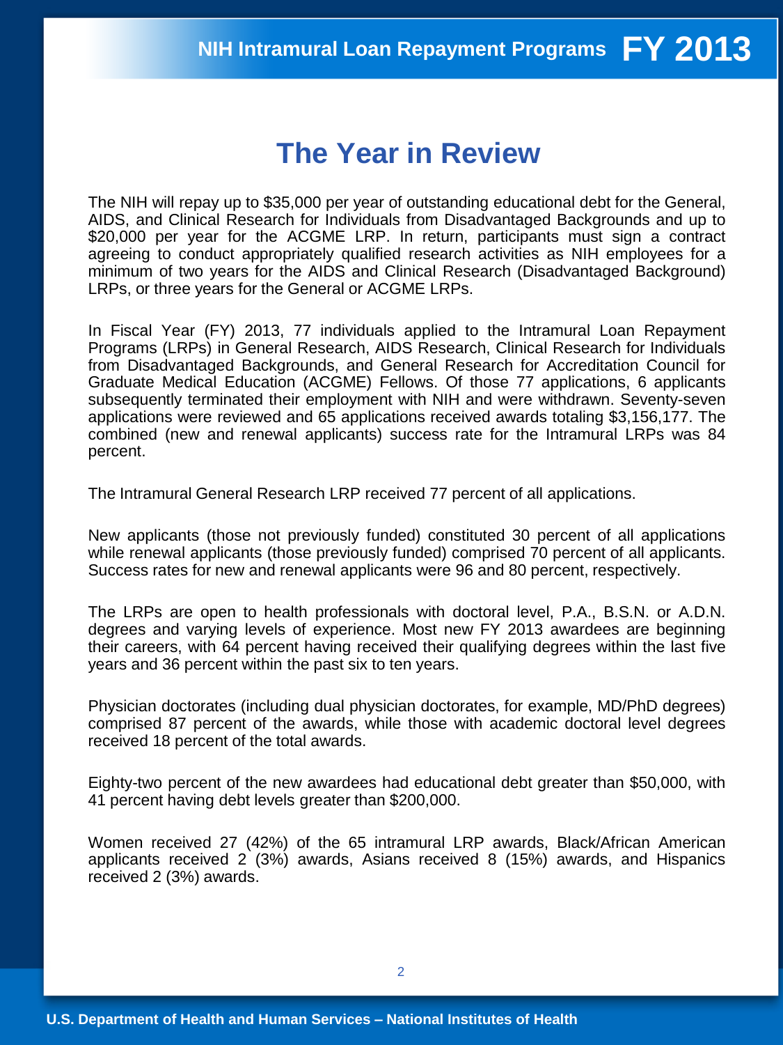# The Year in Review

The NIH will repay up to $35,000 per year of outstanding educational debt for the General, AIDS, and Clinical Research for Individuals from Disadvantaged Backgrounds and up to $20,000 per year for the ACGME LRP. In return, participants must sign a contract agreeing to conduct appropriately qualified research activities as NIH employees for a minimum of two years for the AIDS and Clinical Research (Disadvantaged Background) LRPs, or three years for the General or ACGME LRPs.

In Fiscal Year (FY) 2013, 77 individuals applied to the Intramural Loan Repayment Programs (LRPs) in General Research, AIDS Research, Clinical Research for Individuals from Disadvantaged Backgrounds, and General Research for Accreditation Council for Graduate Medical Education (ACGME) Fellows. Of those 77 applications, 6 applicants subsequently terminated their employment with NIH and were withdrawn. Seventy-seven applications were reviewed and 65 applications received awards totaling $3,156,177. The combined (new and renewal applicants) success rate for the Intramural LRPs was 84 percent.

The Intramural General Research LRP received 77 percent of all applications.

New applicants (those not previously funded) constituted 30 percent of all applications while renewal applicants (those previously funded) comprised 70 percent of all applicants. Success rates for new and renewal applicants were 96 and 80 percent, respectively.

The LRPs are open to health professionals with doctoral level, P.A., B.S.N. or A.D.N. degrees and varying levels of experience. Most new FY 2013 awardees are beginning their careers, with 64 percent having received their qualifying degrees within the last five years and 36 percent within the past six to ten years.

Physician doctorates (including dual physician doctorates, for example, MD/PhD degrees) comprised 87 percent of the awards, while those with academic doctoral level degrees received 18 percent of the total awards.

Eighty-two percent of the new awardees had educational debt greater than $50,000, with 41 percent having debt levels greater than $200,000.

Women received 27 (42%) of the 65 intramural LRP awards, Black/African American applicants received 2 (3%) awards, Asians received 8 (15%) awards, and Hispanics received 2 (3%) awards.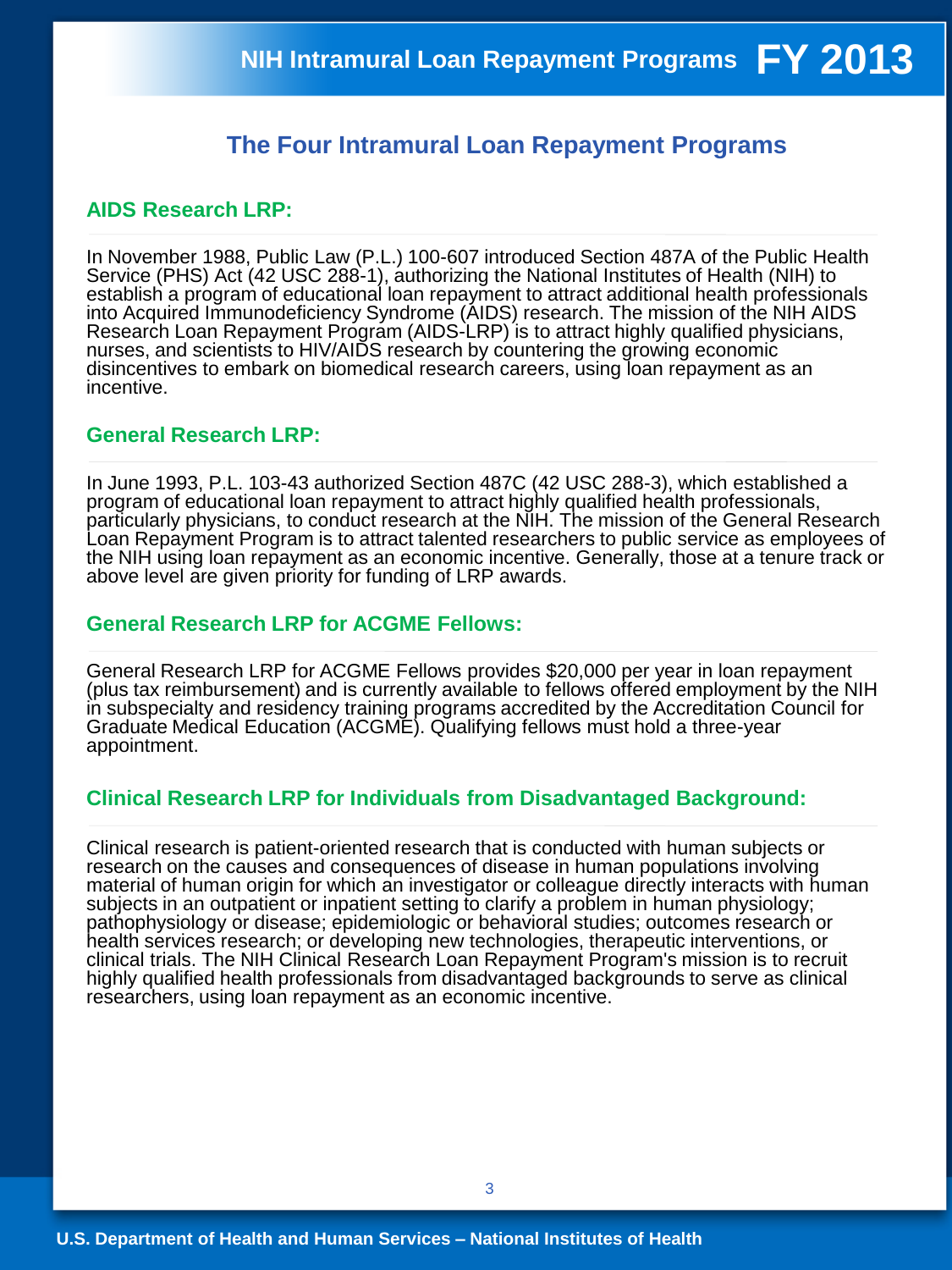## The Four Intramural Loan Repayment Programs

### AIDS Research LRP:

In November 1988, Public Law (P.L.) 100-607 introduced Section 487A of the Public Health Service (PHS) Act (42 USC 288-1), authorizing the National Institutes of Health (NIH) to establish a program of educational loan repayment to attract additional health professionals into Acquired Immunodeficiency Syndrome (AIDS) research. The mission of the NIH AIDS Research Loan Repayment Program (AIDS-LRP) is to attract highly qualified physicians, nurses, and scientists to HIV/AIDS research by countering the growing economic disincentives to embark on biomedical research careers, using loan repayment as an incentive.

### General Research LRP:

In June 1993, P.L. 103-43 authorized Section 487C (42 USC 288-3), which established a program of educational loan repayment to attract highly qualified health professionals, particularly physicians, to conduct research at the NIH. The mission of the General Research Loan Repayment Program is to attract talented researchers to public service as employees of the NIH using loan repayment as an economic incentive. Generally, those at a tenure track or above level are given priority for funding of LRP awards.

### General Research LRP for ACGME Fellows:

General Research LRP for ACGME Fellows provides $20,000 per year in loan repayment (plus tax reimbursement) and is currently available to fellows offered employment by the NIH in subspecialty and residency training programs accredited by the Accreditation Council for Graduate Medical Education (ACGME). Qualifying fellows must hold a three-year appointment.

### Clinical Research LRP for Individuals from Disadvantaged Background:

Clinical research is patient-oriented research that is conducted with human subjects or research on the causes and consequences of disease in human populations involving material of human origin for which an investigator or colleague directly interacts with human subjects in an outpatient or inpatient setting to clarify a problem in human physiology; pathophysiology or disease; epidemiologic or behavioral studies; outcomes research or health services research; or developing new technologies, therapeutic interventions, or clinical trials. The NIH Clinical Research Loan Repayment Program's mission is to recruit highly qualified health professionals from disadvantaged backgrounds to serve as clinical researchers, using loan repayment as an economic incentive.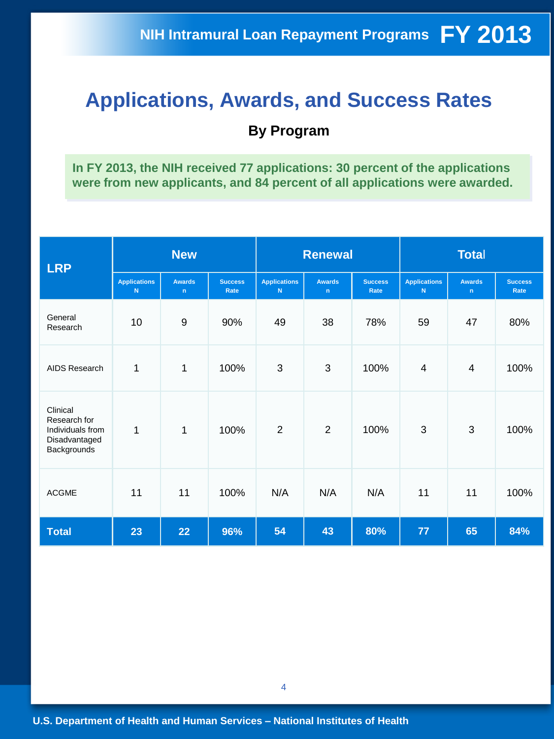# Applications, Awards, and Success Rates

## By Program

**In FY 2013, the NIH received 77 applications: 30 percent of the applications were from new applicants, and 84 percent of all applications were awarded.**

| LRP | New | | | Renewal | | | Total | | |
|---|---|---|---|---|---|---|---|---|---|
| | Applications N | Awards n | Success Rate | Applications N | Awards n | Success Rate | Applications N | Awards n | Success Rate |
| General Research | 10 | 9 | 90% | 49 | 38 | 78% | 59 | 47 | 80% |
| AIDS Research | 1 | 1 | 100% | 3 | 3 | 100% | 4 | 4 | 100% |
| Clinical Research for Individuals from Disadvantaged Backgrounds | 1 | 1 | 100% | 2 | 2 | 100% | 3 | 3 | 100% |
| ACGME | 11 | 11 | 100% | N/A | N/A | N/A | 11 | 11 | 100% |
| **Total** | **23** | **22** | **96%** | **54** | **43** | **80%** | **77** | **65** | **84%** |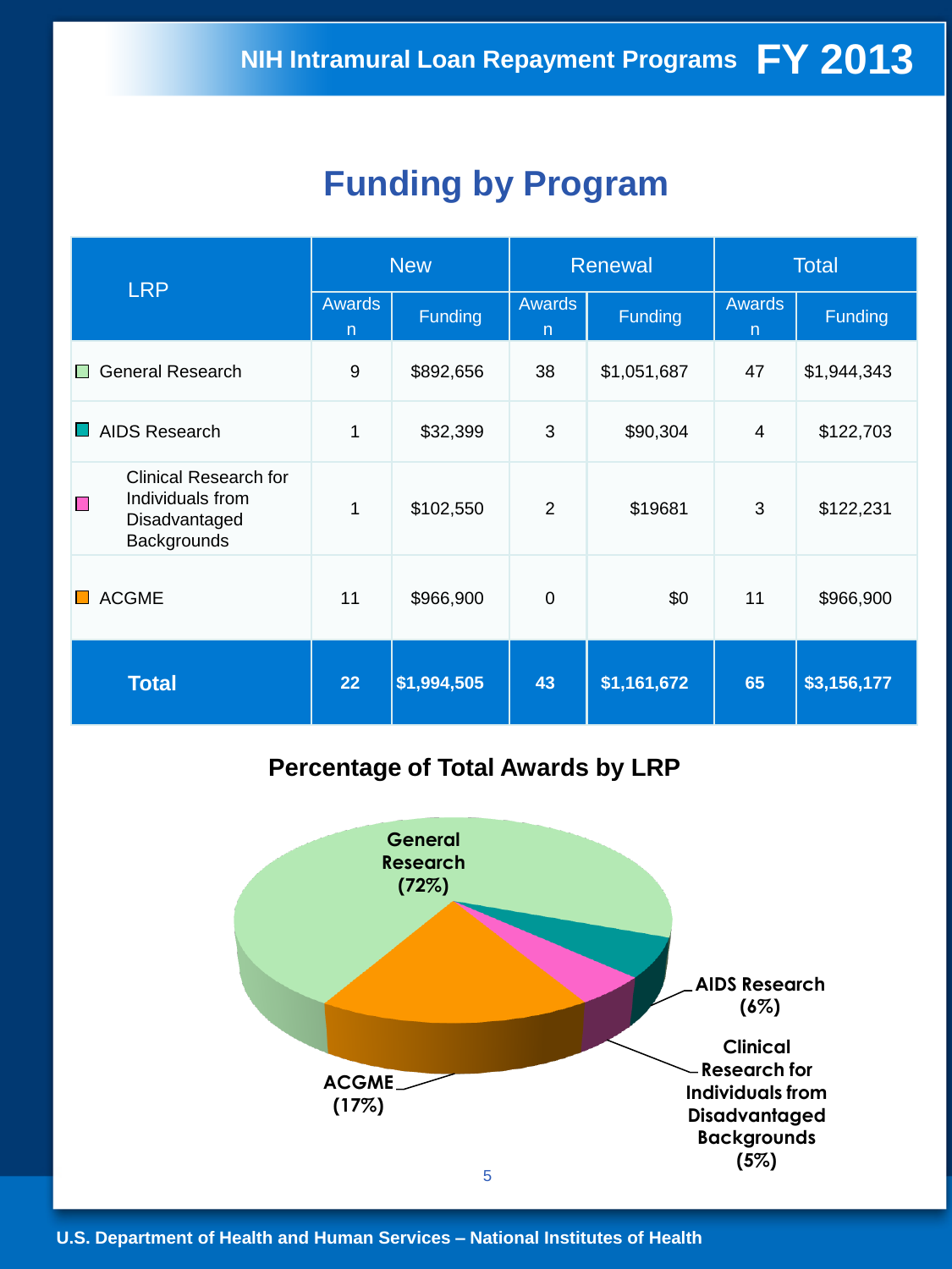# Funding by Program

| LRP | New | | Renewal | | Total | |
|---|---|---|---|---|---|---|
| | Awards n | Funding | Awards n | Funding | Awards n | Funding |
| General Research | 9 | $892,656 | 38 | $1,051,687 | 47 | $1,944,343 |
| AIDS Research | 1 | $32,399 | 3 | $90,304 | 4 | $122,703 |
| Clinical Research for Individuals from Disadvantaged Backgrounds | 1 | $102,550 | 2 | $19681 | 3 | $122,231 |
| ACGME | 11 | $966,900 | 0 | $0 | 11 | $966,900 |
| **Total** | **22** | **$1,994,505** | **43** | **$1,161,672** | **65** | **$3,156,177** |

## Percentage of Total Awards by LRP

- General Research (72%)
- AIDS Research (6%)
- Clinical Research for Individuals from Disadvantaged Backgrounds (5%)
- ACGME (17%)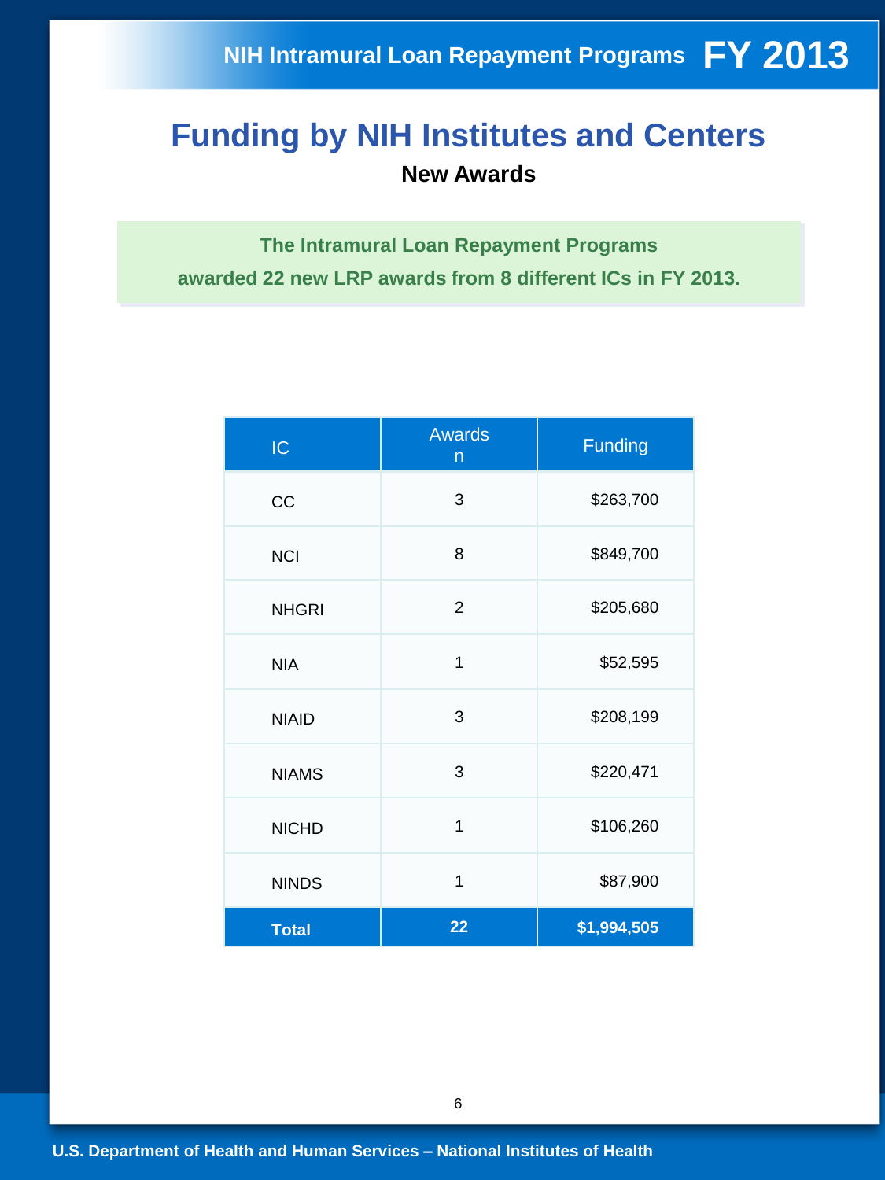# Funding by NIH Institutes and Centers

### New Awards

**The Intramural Loan Repayment Programs awarded 22 new LRP awards from 8 different ICs in FY 2013.**

| IC | Awards n | Funding |
|---|---|---|
| CC | 3 | $263,700 |
| NCI | 8 | $849,700 |
| NHGRI | 2 | $205,680 |
| NIA | 1 | $52,595 |
| NIAID | 3 | $208,199 |
| NIAMS | 3 | $220,471 |
| NICHD | 1 | $106,260 |
| NINDS | 1 | $87,900 |
| **Total** | **22** | **$1,994,505** |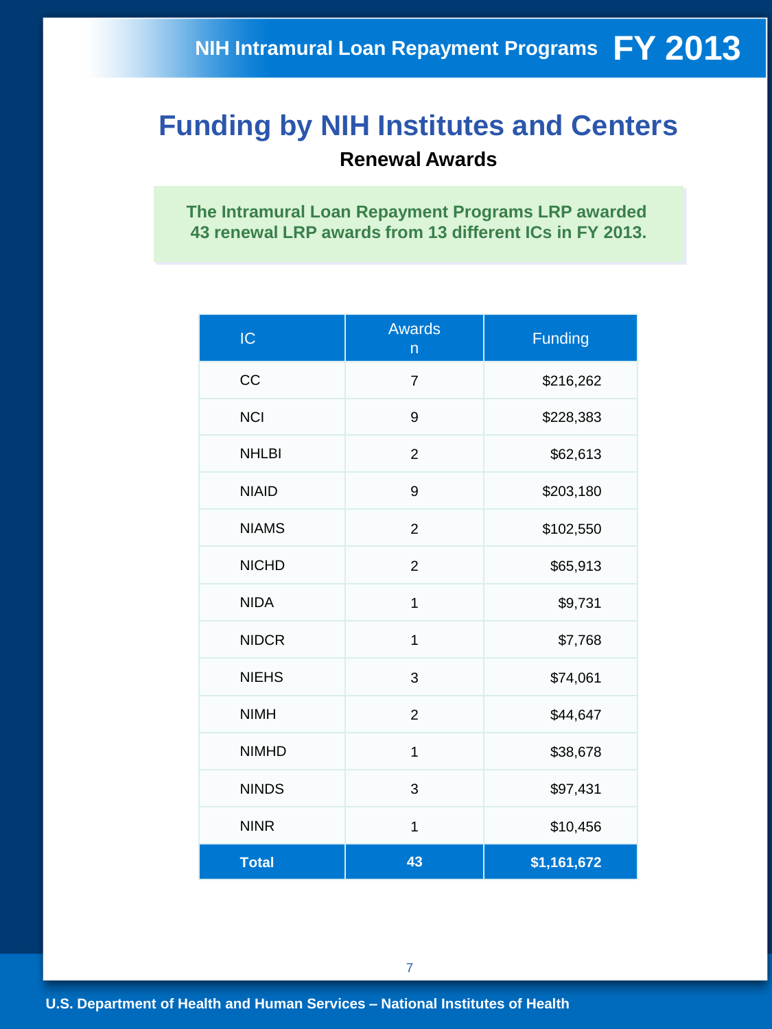# Funding by NIH Institutes and Centers

## Renewal Awards

**The Intramural Loan Repayment Programs LRP awarded 43 renewal LRP awards from 13 different ICs in FY 2013.**

| IC | Awards n | Funding |
|---|---|---|
| CC | 7 | $216,262 |
| NCI | 9 | $228,383 |
| NHLBI | 2 | $62,613 |
| NIAID | 9 | $203,180 |
| NIAMS | 2 | $102,550 |
| NICHD | 2 | $65,913 |
| NIDA | 1 | $9,731 |
| NIDCR | 1 | $7,768 |
| NIEHS | 3 | $74,061 |
| NIMH | 2 | $44,647 |
| NIMHD | 1 | $38,678 |
| NINDS | 3 | $97,431 |
| NINR | 1 | $10,456 |
| **Total** | **43** | **$1,161,672** |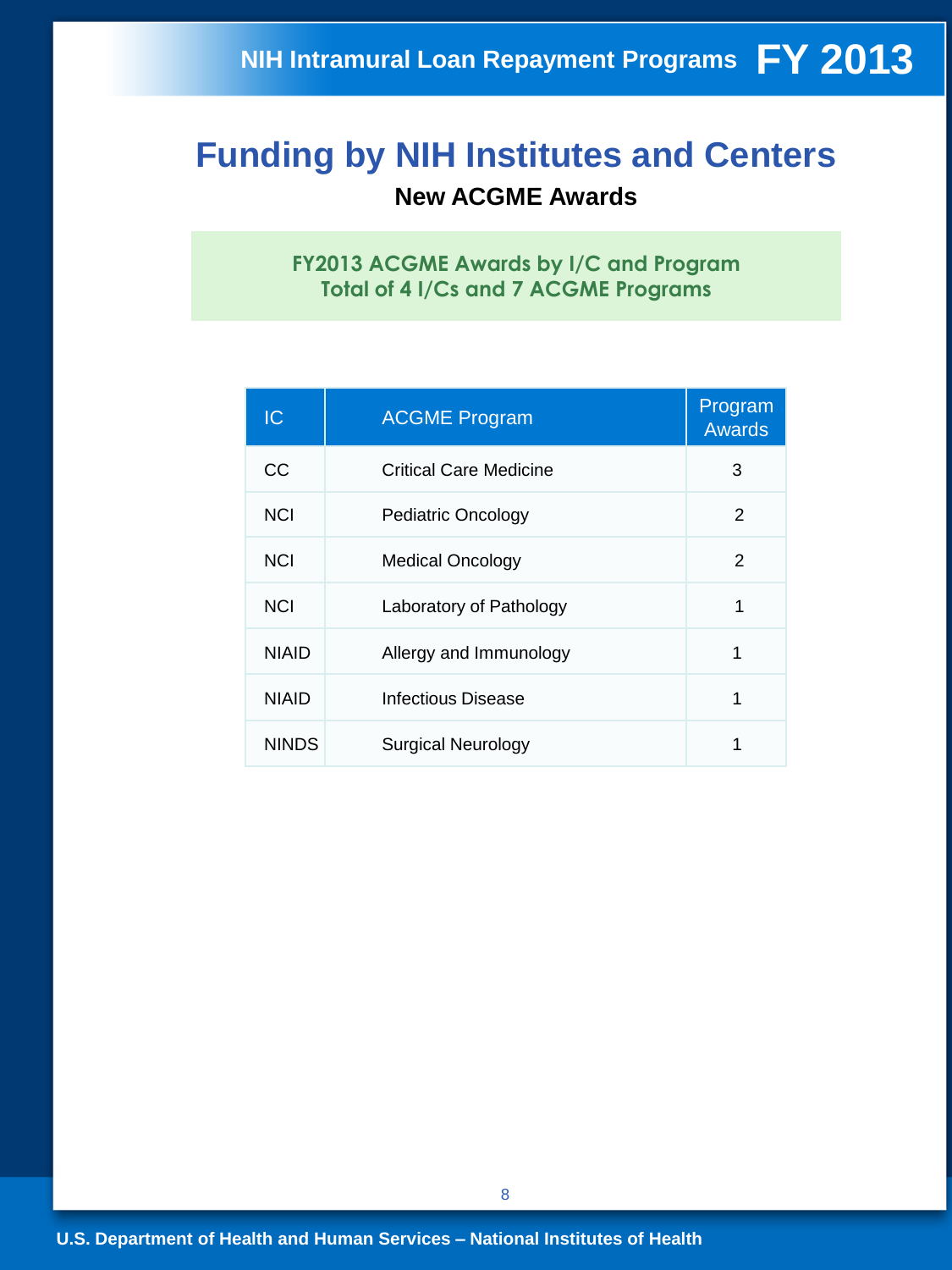# Funding by NIH Institutes and Centers

**New ACGME Awards**

**FY2013 ACGME Awards by I/C and Program**
**Total of 4 I/Cs and 7 ACGME Programs**

| IC | ACGME Program | Program Awards |
|---|---|---|
| CC | Critical Care Medicine | 3 |
| NCI | Pediatric Oncology | 2 |
| NCI | Medical Oncology | 2 |
| NCI | Laboratory of Pathology | 1 |
| NIAID | Allergy and Immunology | 1 |
| NIAID | Infectious Disease | 1 |
| NINDS | Surgical Neurology | 1 |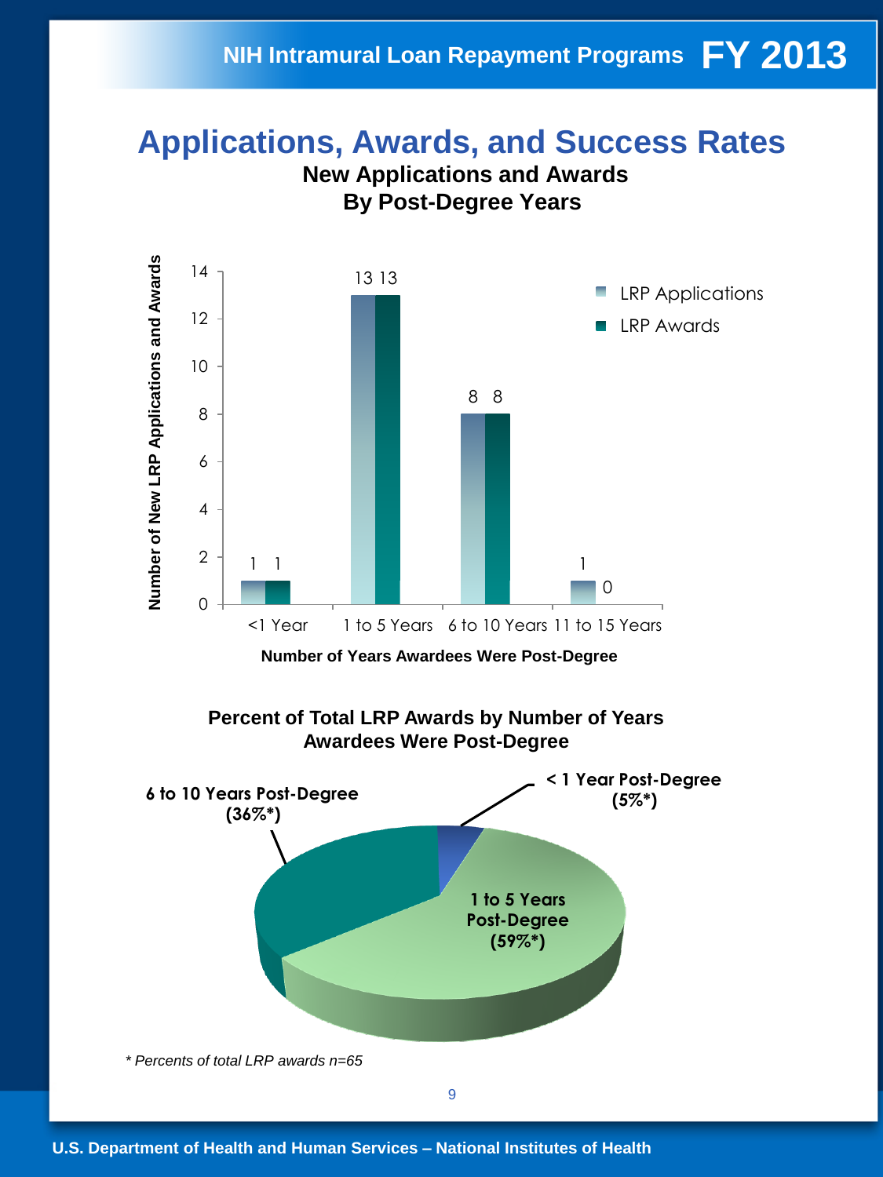# Applications, Awards, and Success Rates

## New Applications and Awards By Post-Degree Years

| Number of Years Awardees Were Post-Degree | LRP Applications | LRP Awards |
|---|---|---|
| <1 Year | 1 | 1 |
| 1 to 5 Years | 13 | 13 |
| 6 to 10 Years | 8 | 8 |
| 11 to 15 Years | 1 | 0 |

## Percent of Total LRP Awards by Number of Years Awardees Were Post-Degree

| Years Post-Degree | Percent |
|---|---|
| < 1 Year Post-Degree | 5%* |
| 1 to 5 Years Post-Degree | 59%* |
| 6 to 10 Years Post-Degree | 36%* |

*\* Percents of total LRP awards n=65*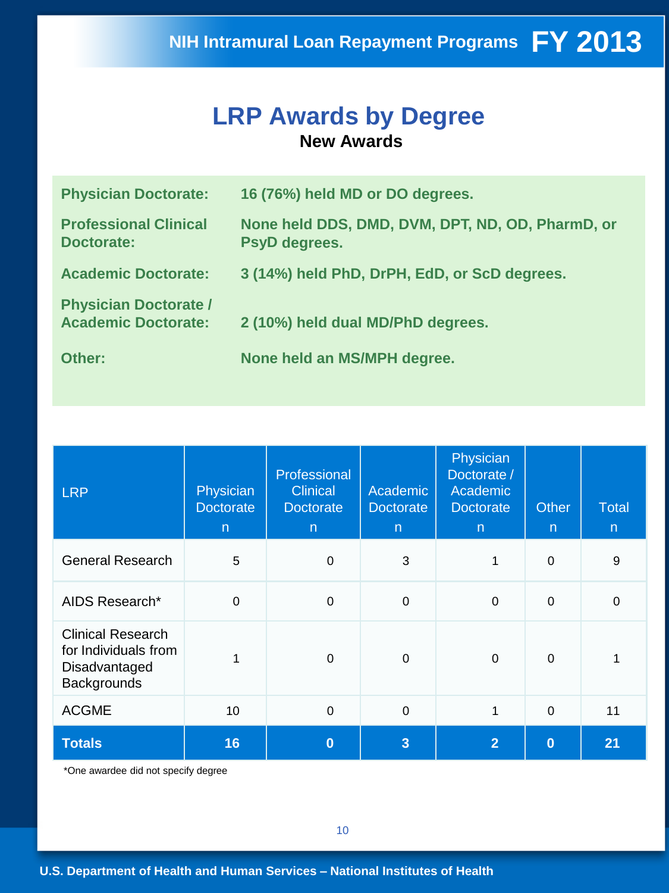# LRP Awards by Degree

## New Awards

**Physician Doctorate:** 16 (76%) held MD or DO degrees.

**Professional Clinical Doctorate:** None held DDS, DMD, DVM, DPT, ND, OD, PharmD, or PsyD degrees.

**Academic Doctorate:** 3 (14%) held PhD, DrPH, EdD, or ScD degrees.

**Physician Doctorate / Academic Doctorate:** 2 (10%) held dual MD/PhD degrees.

**Other:** None held an MS/MPH degree.

| LRP | Physician Doctorate n | Professional Clinical Doctorate n | Academic Doctorate n | Physician Doctorate / Academic Doctorate n | Other n | Total n |
|---|---|---|---|---|---|---|
| General Research | 5 | 0 | 3 | 1 | 0 | 9 |
| AIDS Research* | 0 | 0 | 0 | 0 | 0 | 0 |
| Clinical Research for Individuals from Disadvantaged Backgrounds | 1 | 0 | 0 | 0 | 0 | 1 |
| ACGME | 10 | 0 | 0 | 1 | 0 | 11 |
| **Totals** | **16** | **0** | **3** | **2** | **0** | **21** |

*One awardee did not specify degree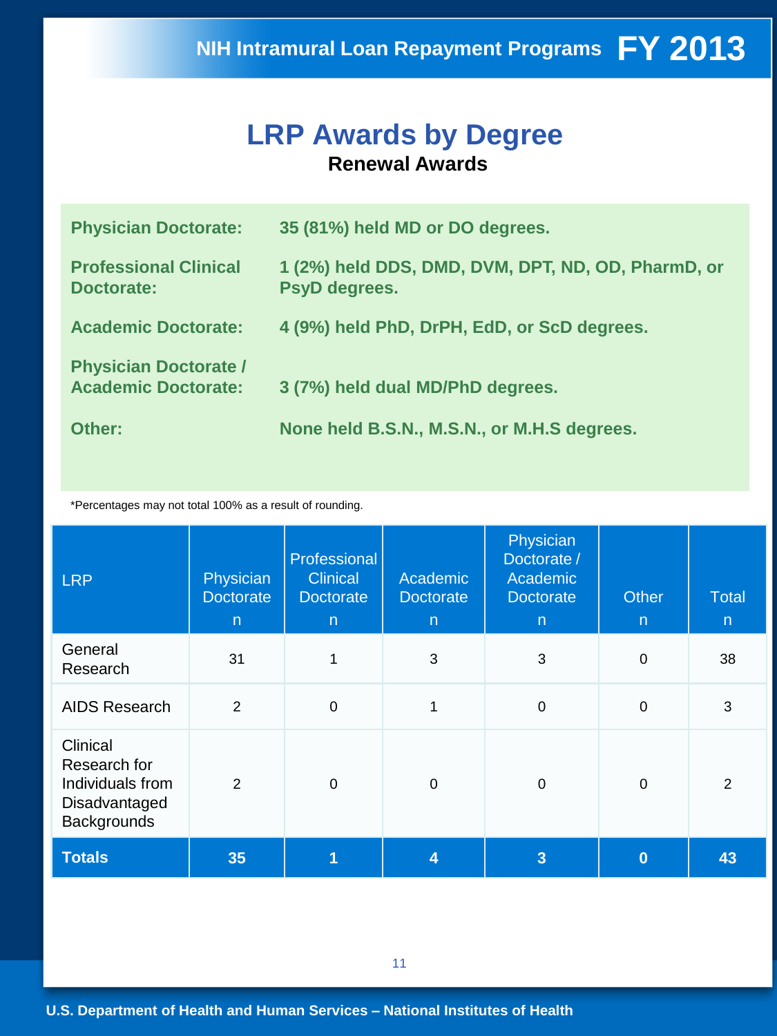# LRP Awards by Degree

## Renewal Awards

**Physician Doctorate:** 35 (81%) held MD or DO degrees.

**Professional Clinical Doctorate:** 1 (2%) held DDS, DMD, DVM, DPT, ND, OD, PharmD, or PsyD degrees.

**Academic Doctorate:** 4 (9%) held PhD, DrPH, EdD, or ScD degrees.

**Physician Doctorate / Academic Doctorate:** 3 (7%) held dual MD/PhD degrees.

**Other:** None held B.S.N., M.S.N., or M.H.S degrees.

*Percentages may not total 100% as a result of rounding.

| LRP | Physician Doctorate n | Professional Clinical Doctorate n | Academic Doctorate n | Physician Doctorate / Academic Doctorate n | Other n | Total n |
|---|---|---|---|---|---|---|
| General Research | 31 | 1 | 3 | 3 | 0 | 38 |
| AIDS Research | 2 | 0 | 1 | 0 | 0 | 3 |
| Clinical Research for Individuals from Disadvantaged Backgrounds | 2 | 0 | 0 | 0 | 0 | 2 |
| **Totals** | **35** | **1** | **4** | **3** | **0** | **43** |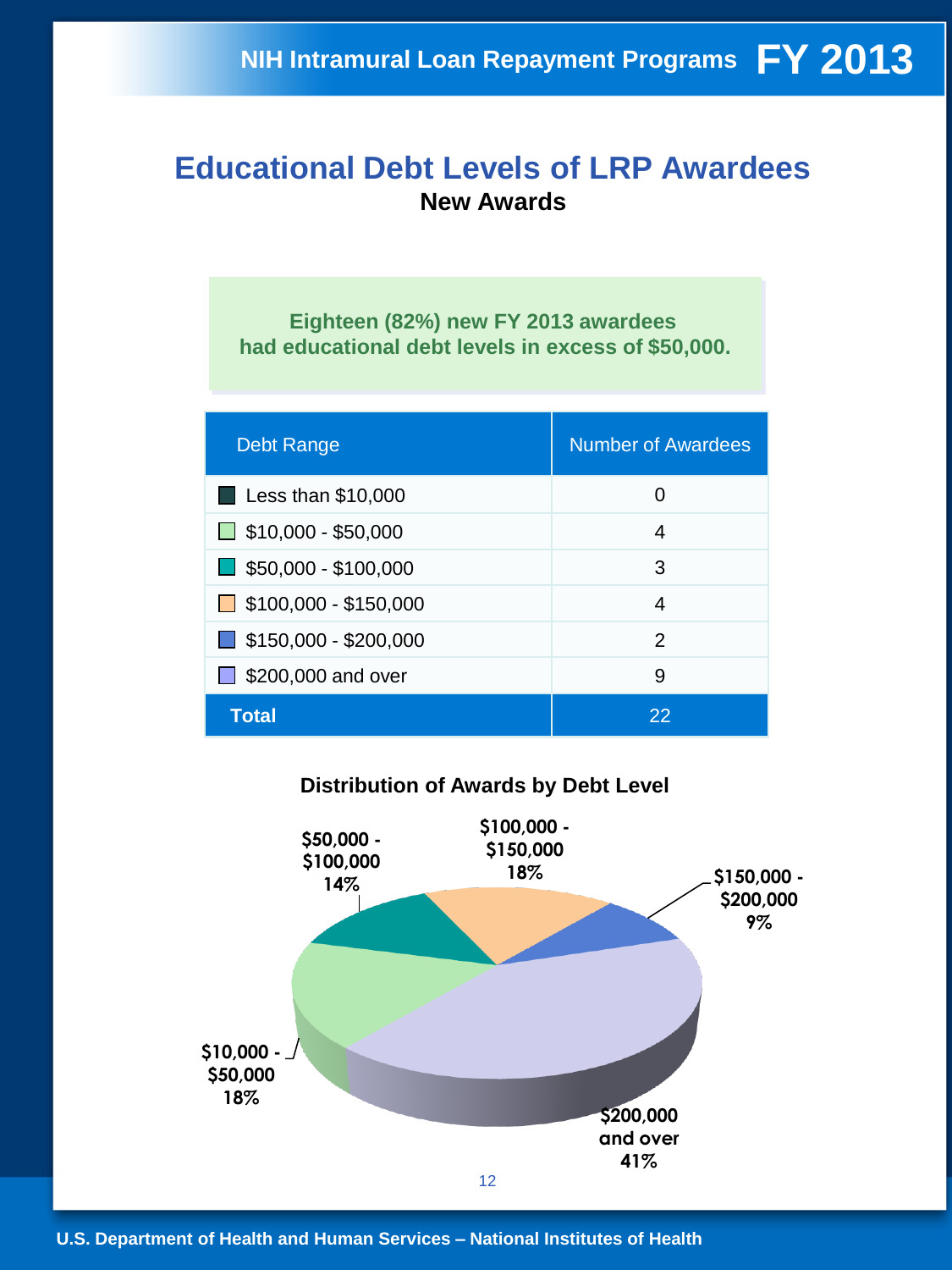# Educational Debt Levels of LRP Awardees

**New Awards**

**Eighteen (82%) new FY 2013 awardees had educational debt levels in excess of $50,000.**

| Debt Range | Number of Awardees |
|---|---|
| Less than $10,000 | 0 |
| $10,000 - $50,000 | 4 |
| $50,000 - $100,000 | 3 |
| $100,000 - $150,000 | 4 |
| $150,000 - $200,000 | 2 |
| $200,000 and over | 9 |
| **Total** | 22 |

**Distribution of Awards by Debt Level**

- $10,000 - $50,000: 18%
- $50,000 - $100,000: 14%
- $100,000 - $150,000: 18%
- $150,000 - $200,000: 9%
- $200,000 and over: 41%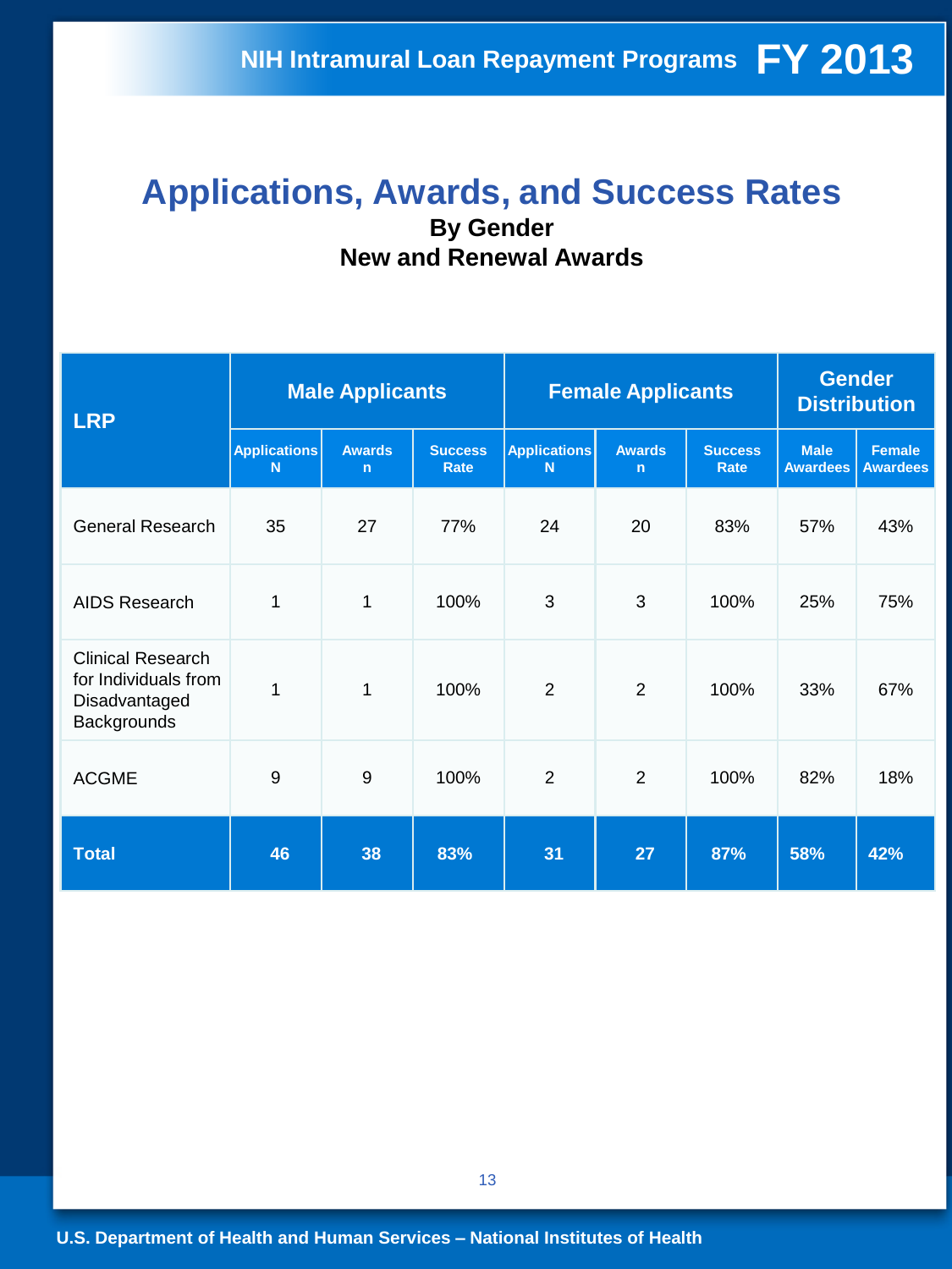# Applications, Awards, and Success Rates

**By Gender**

**New and Renewal Awards**

| LRP | Male Applicants | | | Female Applicants | | | Gender Distribution | |
|---|---|---|---|---|---|---|---|---|
| | Applications N | Awards n | Success Rate | Applications N | Awards n | Success Rate | Male Awardees | Female Awardees |
| General Research | 35 | 27 | 77% | 24 | 20 | 83% | 57% | 43% |
| AIDS Research | 1 | 1 | 100% | 3 | 3 | 100% | 25% | 75% |
| Clinical Research for Individuals from Disadvantaged Backgrounds | 1 | 1 | 100% | 2 | 2 | 100% | 33% | 67% |
| ACGME | 9 | 9 | 100% | 2 | 2 | 100% | 82% | 18% |
| **Total** | **46** | **38** | **83%** | **31** | **27** | **87%** | **58%** | **42%** |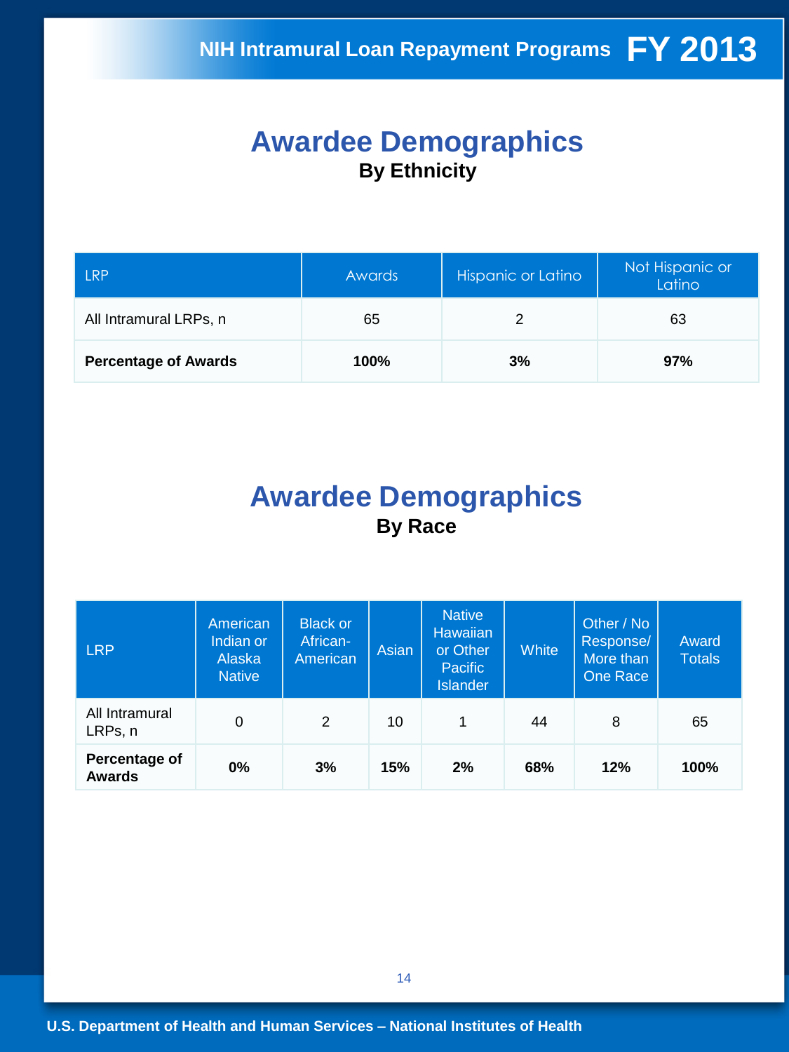# Awardee Demographics

**By Ethnicity**

| LRP | Awards | Hispanic or Latino | Not Hispanic or Latino |
|---|---|---|---|
| All Intramural LRPs, n | 65 | 2 | 63 |
| **Percentage of Awards** | **100%** | **3%** | **97%** |

# Awardee Demographics

**By Race**

| LRP | American Indian or Alaska Native | Black or African-American | Asian | Native Hawaiian or Other Pacific Islander | White | Other / No Response/ More than One Race | Award Totals |
|---|---|---|---|---|---|---|---|
| All Intramural LRPs, n | 0 | 2 | 10 | 1 | 44 | 8 | 65 |
| **Percentage of Awards** | **0%** | **3%** | **15%** | **2%** | **68%** | **12%** | **100%** |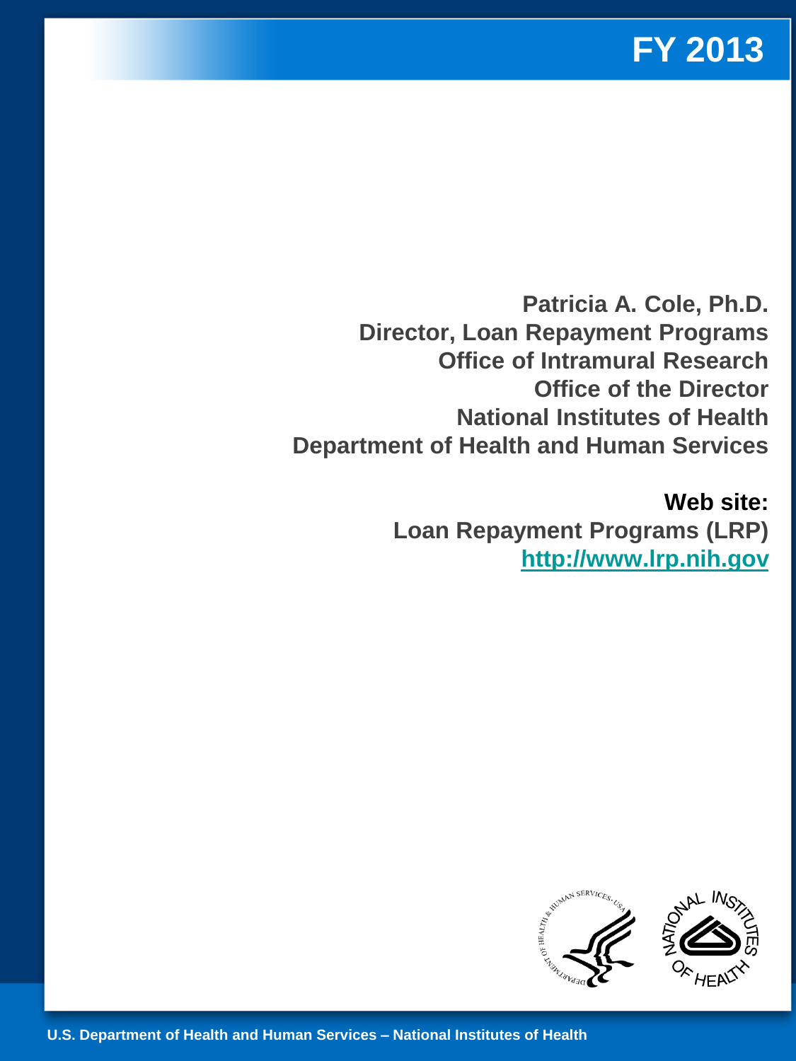# FY 2013

**Patricia A. Cole, Ph.D.**
**Director, Loan Repayment Programs**
**Office of Intramural Research**
**Office of the Director**
**National Institutes of Health**
**Department of Health and Human Services**

**Web site:**
**Loan Repayment Programs (LRP)**
**http://www.lrp.nih.gov**

U.S. Department of Health and Human Services – National Institutes of Health